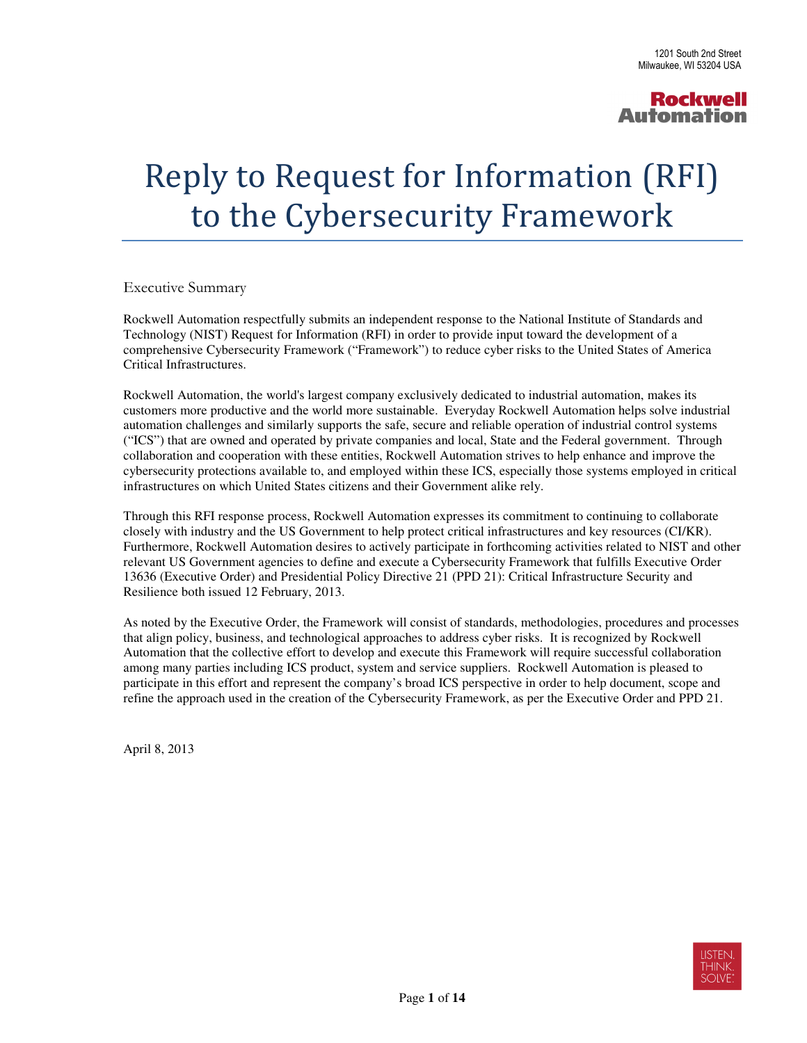1201 South 2nd Street
Milwaukee, WI 53204 USA

Rockwell Automation

# Reply to Request for Information (RFI) to the Cybersecurity Framework

## Executive Summary

Rockwell Automation respectfully submits an independent response to the National Institute of Standards and Technology (NIST) Request for Information (RFI) in order to provide input toward the development of a comprehensive Cybersecurity Framework ("Framework") to reduce cyber risks to the United States of America Critical Infrastructures.

Rockwell Automation, the world's largest company exclusively dedicated to industrial automation, makes its customers more productive and the world more sustainable. Everyday Rockwell Automation helps solve industrial automation challenges and similarly supports the safe, secure and reliable operation of industrial control systems ("ICS") that are owned and operated by private companies and local, State and the Federal government. Through collaboration and cooperation with these entities, Rockwell Automation strives to help enhance and improve the cybersecurity protections available to, and employed within these ICS, especially those systems employed in critical infrastructures on which United States citizens and their Government alike rely.

Through this RFI response process, Rockwell Automation expresses its commitment to continuing to collaborate closely with industry and the US Government to help protect critical infrastructures and key resources (CI/KR). Furthermore, Rockwell Automation desires to actively participate in forthcoming activities related to NIST and other relevant US Government agencies to define and execute a Cybersecurity Framework that fulfills Executive Order 13636 (Executive Order) and Presidential Policy Directive 21 (PPD 21): Critical Infrastructure Security and Resilience both issued 12 February, 2013.

As noted by the Executive Order, the Framework will consist of standards, methodologies, procedures and processes that align policy, business, and technological approaches to address cyber risks. It is recognized by Rockwell Automation that the collective effort to develop and execute this Framework will require successful collaboration among many parties including ICS product, system and service suppliers. Rockwell Automation is pleased to participate in this effort and represent the company's broad ICS perspective in order to help document, scope and refine the approach used in the creation of the Cybersecurity Framework, as per the Executive Order and PPD 21.

April 8, 2013

LISTEN. THINK. SOLVE.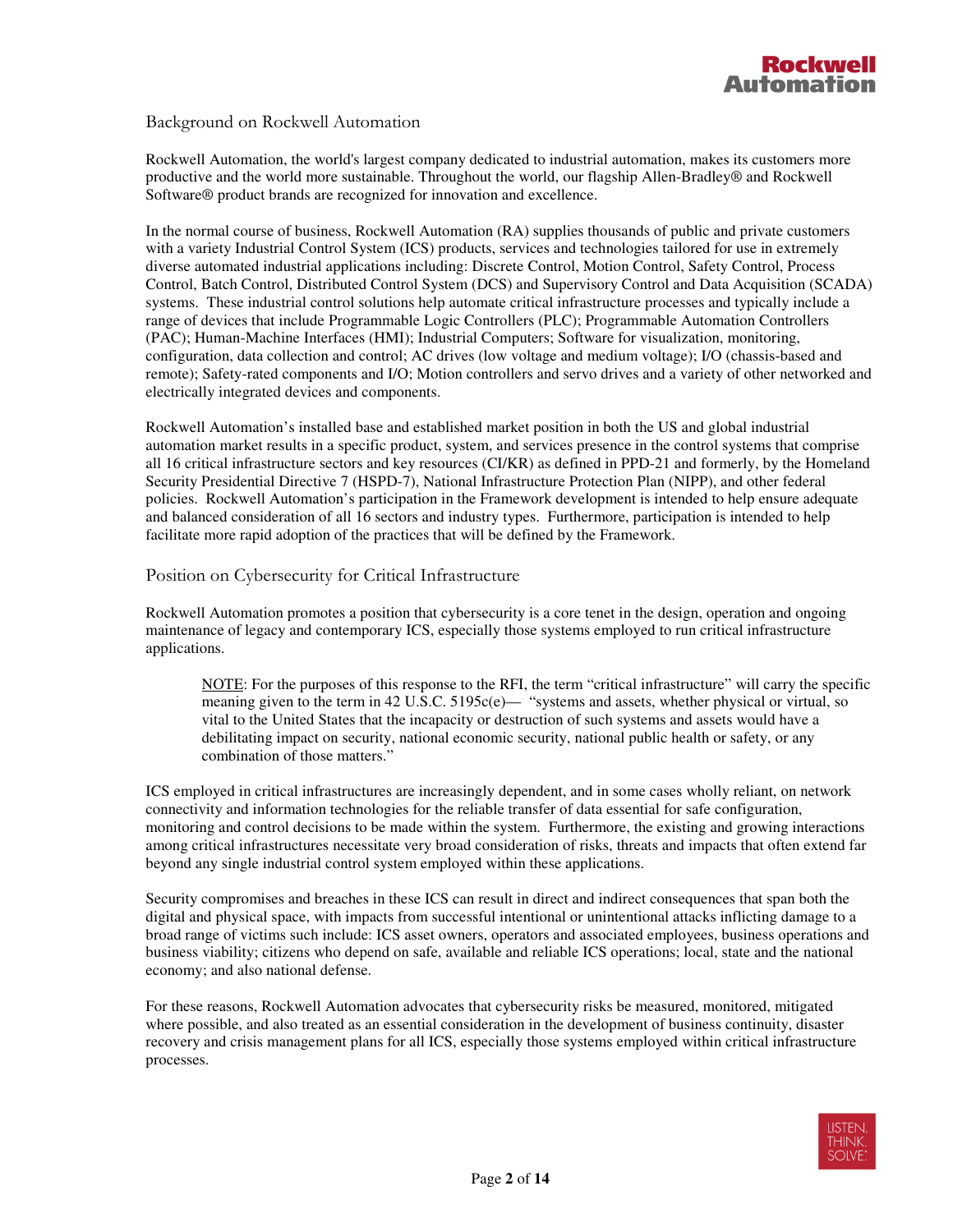## Background on Rockwell Automation

Rockwell Automation, the world's largest company dedicated to industrial automation, makes its customers more productive and the world more sustainable. Throughout the world, our flagship Allen-Bradley® and Rockwell Software® product brands are recognized for innovation and excellence.

In the normal course of business, Rockwell Automation (RA) supplies thousands of public and private customers with a variety Industrial Control System (ICS) products, services and technologies tailored for use in extremely diverse automated industrial applications including: Discrete Control, Motion Control, Safety Control, Process Control, Batch Control, Distributed Control System (DCS) and Supervisory Control and Data Acquisition (SCADA) systems. These industrial control solutions help automate critical infrastructure processes and typically include a range of devices that include Programmable Logic Controllers (PLC); Programmable Automation Controllers (PAC); Human-Machine Interfaces (HMI); Industrial Computers; Software for visualization, monitoring, configuration, data collection and control; AC drives (low voltage and medium voltage); I/O (chassis-based and remote); Safety-rated components and I/O; Motion controllers and servo drives and a variety of other networked and electrically integrated devices and components.

Rockwell Automation's installed base and established market position in both the US and global industrial automation market results in a specific product, system, and services presence in the control systems that comprise all 16 critical infrastructure sectors and key resources (CI/KR) as defined in PPD-21 and formerly, by the Homeland Security Presidential Directive 7 (HSPD-7), National Infrastructure Protection Plan (NIPP), and other federal policies. Rockwell Automation's participation in the Framework development is intended to help ensure adequate and balanced consideration of all 16 sectors and industry types. Furthermore, participation is intended to help facilitate more rapid adoption of the practices that will be defined by the Framework.

## Position on Cybersecurity for Critical Infrastructure

Rockwell Automation promotes a position that cybersecurity is a core tenet in the design, operation and ongoing maintenance of legacy and contemporary ICS, especially those systems employed to run critical infrastructure applications.

> NOTE: For the purposes of this response to the RFI, the term "critical infrastructure" will carry the specific meaning given to the term in 42 U.S.C. 5195c(e)— "systems and assets, whether physical or virtual, so vital to the United States that the incapacity or destruction of such systems and assets would have a debilitating impact on security, national economic security, national public health or safety, or any combination of those matters."

ICS employed in critical infrastructures are increasingly dependent, and in some cases wholly reliant, on network connectivity and information technologies for the reliable transfer of data essential for safe configuration, monitoring and control decisions to be made within the system. Furthermore, the existing and growing interactions among critical infrastructures necessitate very broad consideration of risks, threats and impacts that often extend far beyond any single industrial control system employed within these applications.

Security compromises and breaches in these ICS can result in direct and indirect consequences that span both the digital and physical space, with impacts from successful intentional or unintentional attacks inflicting damage to a broad range of victims such include: ICS asset owners, operators and associated employees, business operations and business viability; citizens who depend on safe, available and reliable ICS operations; local, state and the national economy; and also national defense.

For these reasons, Rockwell Automation advocates that cybersecurity risks be measured, monitored, mitigated where possible, and also treated as an essential consideration in the development of business continuity, disaster recovery and crisis management plans for all ICS, especially those systems employed within critical infrastructure processes.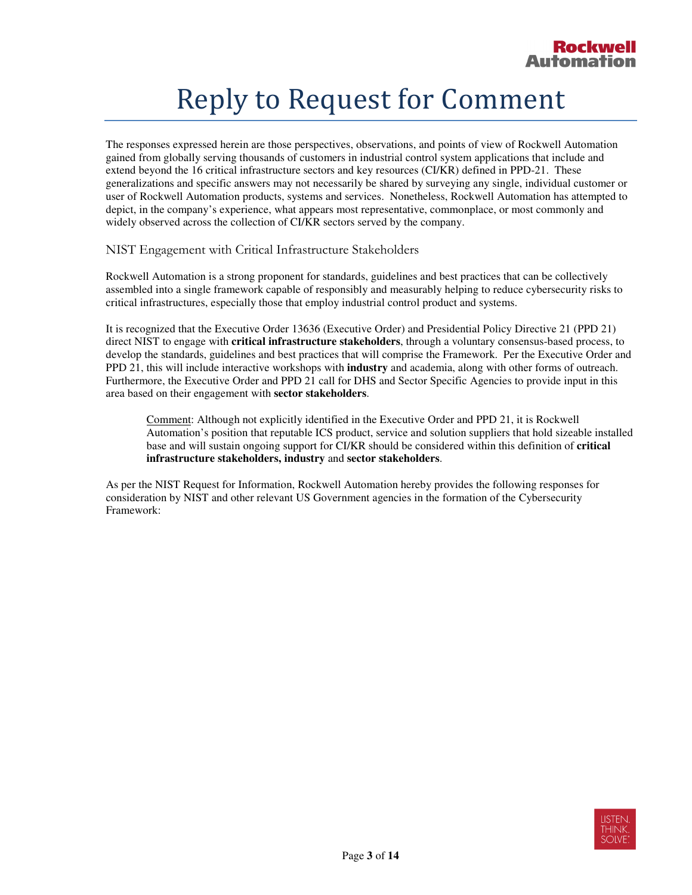# Reply to Request for Comment

The responses expressed herein are those perspectives, observations, and points of view of Rockwell Automation gained from globally serving thousands of customers in industrial control system applications that include and extend beyond the 16 critical infrastructure sectors and key resources (CI/KR) defined in PPD-21. These generalizations and specific answers may not necessarily be shared by surveying any single, individual customer or user of Rockwell Automation products, systems and services. Nonetheless, Rockwell Automation has attempted to depict, in the company's experience, what appears most representative, commonplace, or most commonly and widely observed across the collection of CI/KR sectors served by the company.

## NIST Engagement with Critical Infrastructure Stakeholders

Rockwell Automation is a strong proponent for standards, guidelines and best practices that can be collectively assembled into a single framework capable of responsibly and measurably helping to reduce cybersecurity risks to critical infrastructures, especially those that employ industrial control product and systems.

It is recognized that the Executive Order 13636 (Executive Order) and Presidential Policy Directive 21 (PPD 21) direct NIST to engage with **critical infrastructure stakeholders**, through a voluntary consensus-based process, to develop the standards, guidelines and best practices that will comprise the Framework. Per the Executive Order and PPD 21, this will include interactive workshops with **industry** and academia, along with other forms of outreach. Furthermore, the Executive Order and PPD 21 call for DHS and Sector Specific Agencies to provide input in this area based on their engagement with **sector stakeholders**.

> Comment: Although not explicitly identified in the Executive Order and PPD 21, it is Rockwell Automation's position that reputable ICS product, service and solution suppliers that hold sizeable installed base and will sustain ongoing support for CI/KR should be considered within this definition of **critical infrastructure stakeholders, industry** and **sector stakeholders**.

As per the NIST Request for Information, Rockwell Automation hereby provides the following responses for consideration by NIST and other relevant US Government agencies in the formation of the Cybersecurity Framework: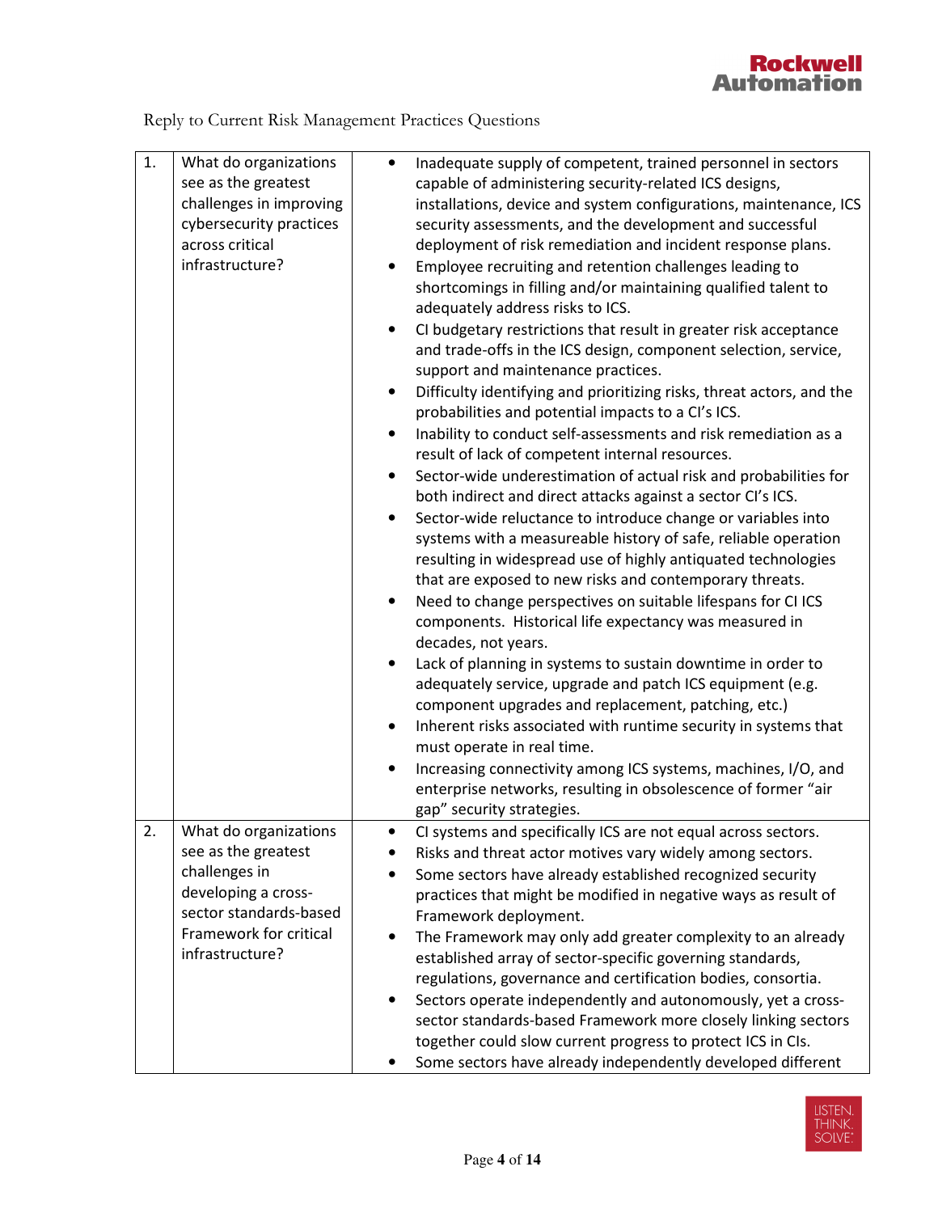Reply to Current Risk Management Practices Questions

| | | |
|---|---|---|
| 1. | What do organizations see as the greatest challenges in improving cybersecurity practices across critical infrastructure? | • Inadequate supply of competent, trained personnel in sectors capable of administering security-related ICS designs, installations, device and system configurations, maintenance, ICS security assessments, and the development and successful deployment of risk remediation and incident response plans.<br>• Employee recruiting and retention challenges leading to shortcomings in filling and/or maintaining qualified talent to adequately address risks to ICS.<br>• CI budgetary restrictions that result in greater risk acceptance and trade-offs in the ICS design, component selection, service, support and maintenance practices.<br>• Difficulty identifying and prioritizing risks, threat actors, and the probabilities and potential impacts to a CI's ICS.<br>• Inability to conduct self-assessments and risk remediation as a result of lack of competent internal resources.<br>• Sector-wide underestimation of actual risk and probabilities for both indirect and direct attacks against a sector CI's ICS.<br>• Sector-wide reluctance to introduce change or variables into systems with a measureable history of safe, reliable operation resulting in widespread use of highly antiquated technologies that are exposed to new risks and contemporary threats.<br>• Need to change perspectives on suitable lifespans for CI ICS components. Historical life expectancy was measured in decades, not years.<br>• Lack of planning in systems to sustain downtime in order to adequately service, upgrade and patch ICS equipment (e.g. component upgrades and replacement, patching, etc.)<br>• Inherent risks associated with runtime security in systems that must operate in real time.<br>• Increasing connectivity among ICS systems, machines, I/O, and enterprise networks, resulting in obsolescence of former "air gap" security strategies. |
| 2. | What do organizations see as the greatest challenges in developing a cross-sector standards-based Framework for critical infrastructure? | • CI systems and specifically ICS are not equal across sectors.<br>• Risks and threat actor motives vary widely among sectors.<br>• Some sectors have already established recognized security practices that might be modified in negative ways as result of Framework deployment.<br>• The Framework may only add greater complexity to an already established array of sector-specific governing standards, regulations, governance and certification bodies, consortia.<br>• Sectors operate independently and autonomously, yet a cross-sector standards-based Framework more closely linking sectors together could slow current progress to protect ICS in CIs.<br>• Some sectors have already independently developed different |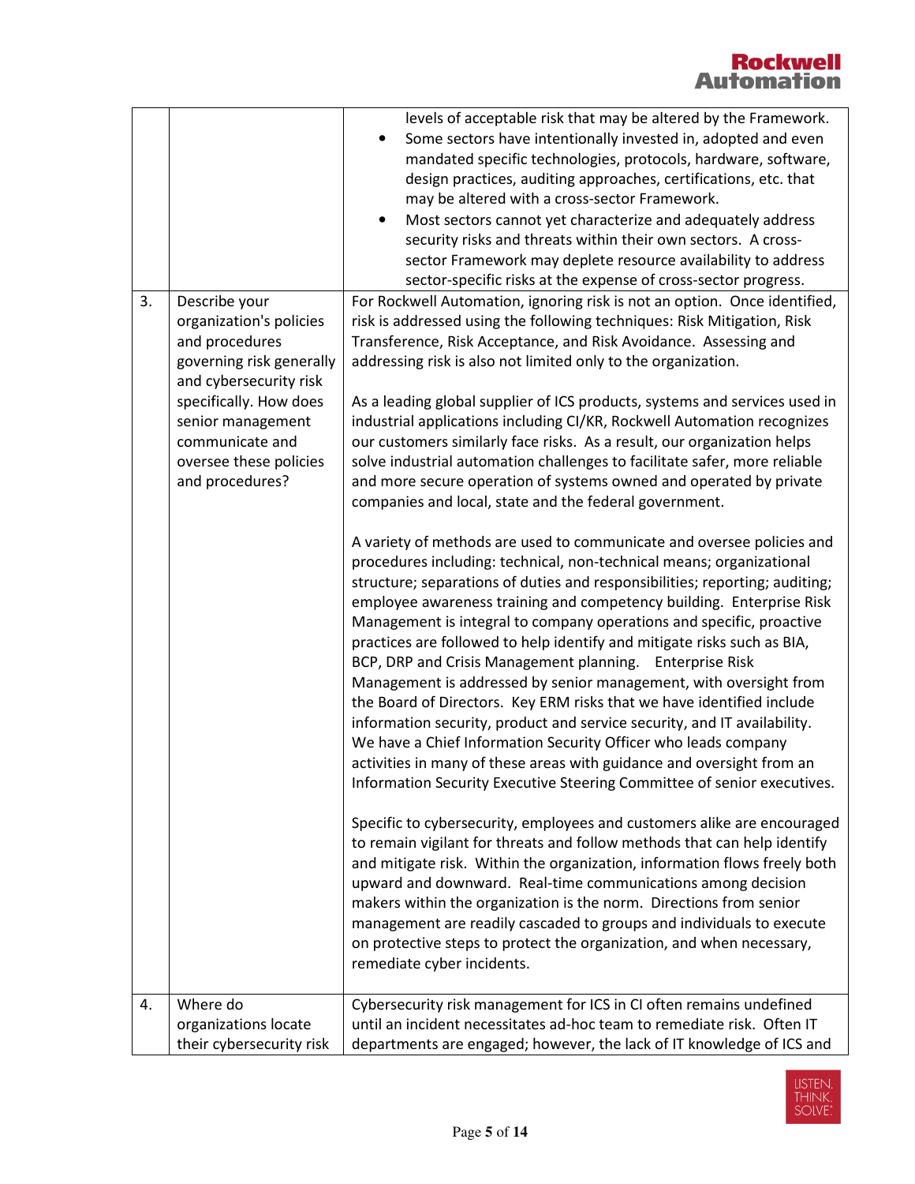| | | |
|---|---|---|
| | | levels of acceptable risk that may be altered by the Framework.<br>• Some sectors have intentionally invested in, adopted and even mandated specific technologies, protocols, hardware, software, design practices, auditing approaches, certifications, etc. that may be altered with a cross-sector Framework.<br>• Most sectors cannot yet characterize and adequately address security risks and threats within their own sectors. A cross-sector Framework may deplete resource availability to address sector-specific risks at the expense of cross-sector progress. |
| 3. | Describe your organization's policies and procedures governing risk generally and cybersecurity risk specifically. How does senior management communicate and oversee these policies and procedures? | For Rockwell Automation, ignoring risk is not an option. Once identified, risk is addressed using the following techniques: Risk Mitigation, Risk Transference, Risk Acceptance, and Risk Avoidance. Assessing and addressing risk is also not limited only to the organization.<br><br>As a leading global supplier of ICS products, systems and services used in industrial applications including CI/KR, Rockwell Automation recognizes our customers similarly face risks. As a result, our organization helps solve industrial automation challenges to facilitate safer, more reliable and more secure operation of systems owned and operated by private companies and local, state and the federal government.<br><br>A variety of methods are used to communicate and oversee policies and procedures including: technical, non-technical means; organizational structure; separations of duties and responsibilities; reporting; auditing; employee awareness training and competency building. Enterprise Risk Management is integral to company operations and specific, proactive practices are followed to help identify and mitigate risks such as BIA, BCP, DRP and Crisis Management planning. Enterprise Risk Management is addressed by senior management, with oversight from the Board of Directors. Key ERM risks that we have identified include information security, product and service security, and IT availability. We have a Chief Information Security Officer who leads company activities in many of these areas with guidance and oversight from an Information Security Executive Steering Committee of senior executives.<br><br>Specific to cybersecurity, employees and customers alike are encouraged to remain vigilant for threats and follow methods that can help identify and mitigate risk. Within the organization, information flows freely both upward and downward. Real-time communications among decision makers within the organization is the norm. Directions from senior management are readily cascaded to groups and individuals to execute on protective steps to protect the organization, and when necessary, remediate cyber incidents. |
| 4. | Where do organizations locate their cybersecurity risk | Cybersecurity risk management for ICS in CI often remains undefined until an incident necessitates ad-hoc team to remediate risk. Often IT departments are engaged; however, the lack of IT knowledge of ICS and |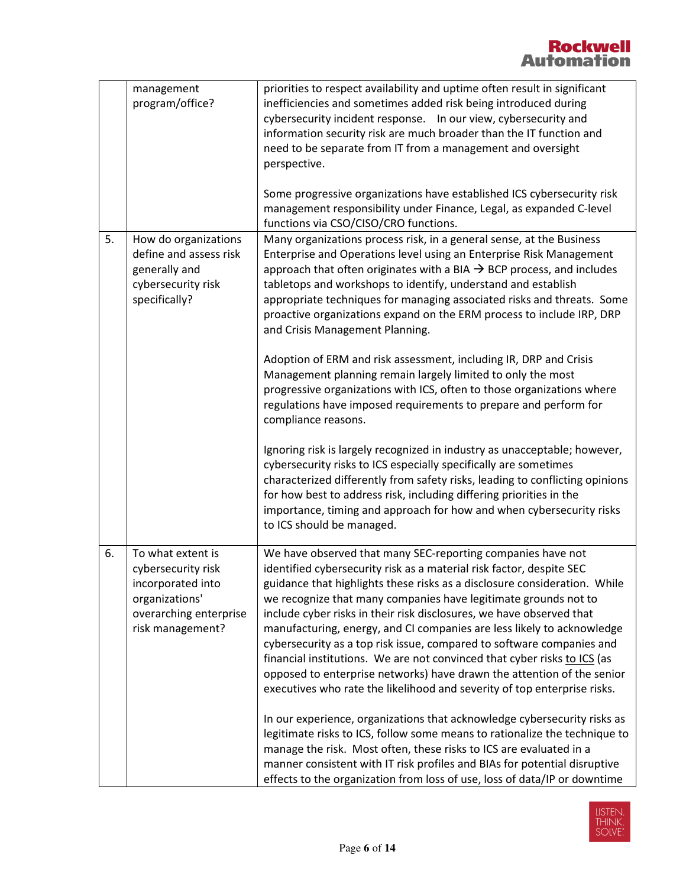| | | |
|---|---|---|
| | management program/office? | priorities to respect availability and uptime often result in significant inefficiencies and sometimes added risk being introduced during cybersecurity incident response. In our view, cybersecurity and information security risk are much broader than the IT function and need to be separate from IT from a management and oversight perspective.<br><br>Some progressive organizations have established ICS cybersecurity risk management responsibility under Finance, Legal, as expanded C-level functions via CSO/CISO/CRO functions. |
| 5. | How do organizations define and assess risk generally and cybersecurity risk specifically? | Many organizations process risk, in a general sense, at the Business Enterprise and Operations level using an Enterprise Risk Management approach that often originates with a BIA → BCP process, and includes tabletops and workshops to identify, understand and establish appropriate techniques for managing associated risks and threats. Some proactive organizations expand on the ERM process to include IRP, DRP and Crisis Management Planning.<br><br>Adoption of ERM and risk assessment, including IR, DRP and Crisis Management planning remain largely limited to only the most progressive organizations with ICS, often to those organizations where regulations have imposed requirements to prepare and perform for compliance reasons.<br><br>Ignoring risk is largely recognized in industry as unacceptable; however, cybersecurity risks to ICS especially specifically are sometimes characterized differently from safety risks, leading to conflicting opinions for how best to address risk, including differing priorities in the importance, timing and approach for how and when cybersecurity risks to ICS should be managed. |
| 6. | To what extent is cybersecurity risk incorporated into organizations' overarching enterprise risk management? | We have observed that many SEC-reporting companies have not identified cybersecurity risk as a material risk factor, despite SEC guidance that highlights these risks as a disclosure consideration. While we recognize that many companies have legitimate grounds not to include cyber risks in their risk disclosures, we have observed that manufacturing, energy, and CI companies are less likely to acknowledge cybersecurity as a top risk issue, compared to software companies and financial institutions. We are not convinced that cyber risks <u>to ICS</u> (as opposed to enterprise networks) have drawn the attention of the senior executives who rate the likelihood and severity of top enterprise risks.<br><br>In our experience, organizations that acknowledge cybersecurity risks as legitimate risks to ICS, follow some means to rationalize the technique to manage the risk. Most often, these risks to ICS are evaluated in a manner consistent with IT risk profiles and BIAs for potential disruptive effects to the organization from loss of use, loss of data/IP or downtime |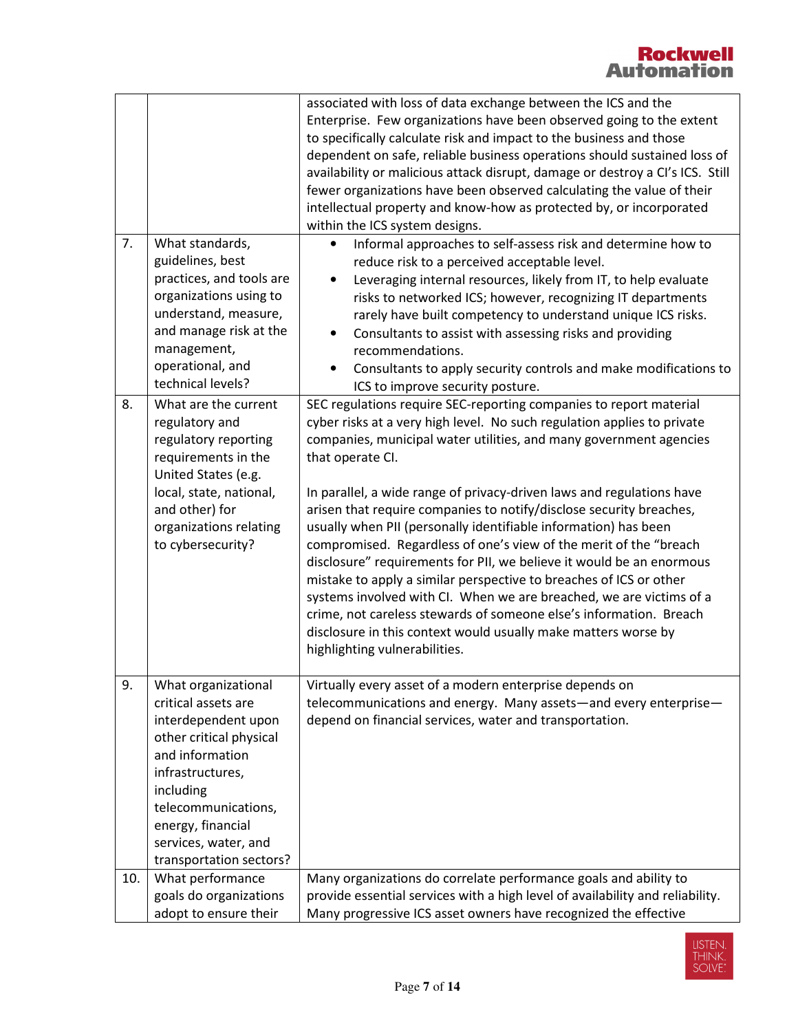| | | |
|---|---|---|
| | | associated with loss of data exchange between the ICS and the Enterprise. Few organizations have been observed going to the extent to specifically calculate risk and impact to the business and those dependent on safe, reliable business operations should sustained loss of availability or malicious attack disrupt, damage or destroy a CI's ICS. Still fewer organizations have been observed calculating the value of their intellectual property and know-how as protected by, or incorporated within the ICS system designs. |
| 7. | What standards, guidelines, best practices, and tools are organizations using to understand, measure, and manage risk at the management, operational, and technical levels? | • Informal approaches to self-assess risk and determine how to reduce risk to a perceived acceptable level.<br>• Leveraging internal resources, likely from IT, to help evaluate risks to networked ICS; however, recognizing IT departments rarely have built competency to understand unique ICS risks.<br>• Consultants to assist with assessing risks and providing recommendations.<br>• Consultants to apply security controls and make modifications to ICS to improve security posture. |
| 8. | What are the current regulatory and regulatory reporting requirements in the United States (e.g. local, state, national, and other) for organizations relating to cybersecurity? | SEC regulations require SEC-reporting companies to report material cyber risks at a very high level. No such regulation applies to private companies, municipal water utilities, and many government agencies that operate CI.<br><br>In parallel, a wide range of privacy-driven laws and regulations have arisen that require companies to notify/disclose security breaches, usually when PII (personally identifiable information) has been compromised. Regardless of one's view of the merit of the "breach disclosure" requirements for PII, we believe it would be an enormous mistake to apply a similar perspective to breaches of ICS or other systems involved with CI. When we are breached, we are victims of a crime, not careless stewards of someone else's information. Breach disclosure in this context would usually make matters worse by highlighting vulnerabilities. |
| 9. | What organizational critical assets are interdependent upon other critical physical and information infrastructures, including telecommunications, energy, financial services, water, and transportation sectors? | Virtually every asset of a modern enterprise depends on telecommunications and energy. Many assets—and every enterprise—depend on financial services, water and transportation. |
| 10. | What performance goals do organizations adopt to ensure their | Many organizations do correlate performance goals and ability to provide essential services with a high level of availability and reliability. Many progressive ICS asset owners have recognized the effective |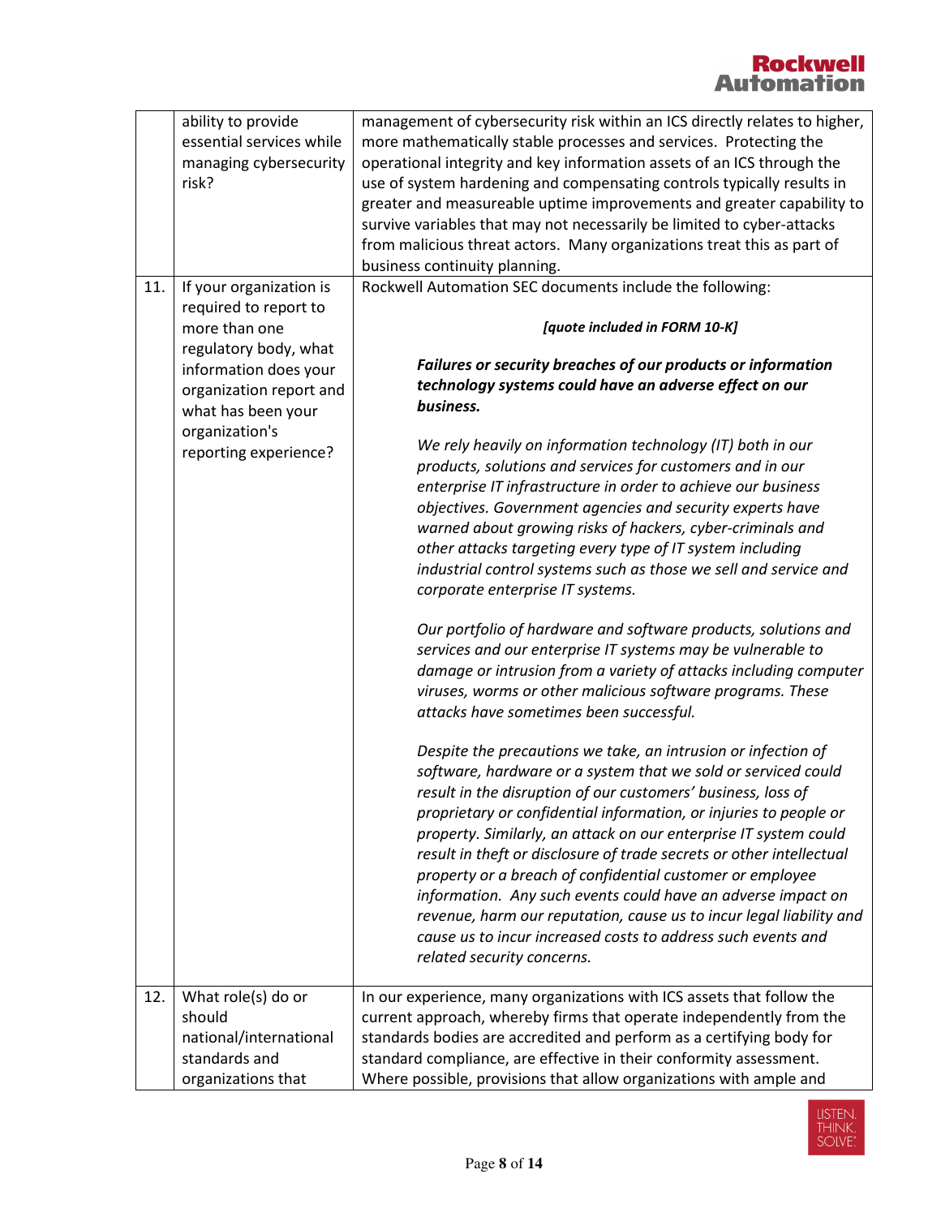| | | |
|---|---|---|
| | ability to provide essential services while managing cybersecurity risk? | management of cybersecurity risk within an ICS directly relates to higher, more mathematically stable processes and services. Protecting the operational integrity and key information assets of an ICS through the use of system hardening and compensating controls typically results in greater and measureable uptime improvements and greater capability to survive variables that may not necessarily be limited to cyber-attacks from malicious threat actors. Many organizations treat this as part of business continuity planning. |
| 11. | If your organization is required to report to more than one regulatory body, what information does your organization report and what has been your organization's reporting experience? | Rockwell Automation SEC documents include the following:<br><br>***[quote included in FORM 10-K]***<br><br>***Failures or security breaches of our products or information technology systems could have an adverse effect on our business.***<br><br>*We rely heavily on information technology (IT) both in our products, solutions and services for customers and in our enterprise IT infrastructure in order to achieve our business objectives. Government agencies and security experts have warned about growing risks of hackers, cyber-criminals and other attacks targeting every type of IT system including industrial control systems such as those we sell and service and corporate enterprise IT systems.*<br><br>*Our portfolio of hardware and software products, solutions and services and our enterprise IT systems may be vulnerable to damage or intrusion from a variety of attacks including computer viruses, worms or other malicious software programs. These attacks have sometimes been successful.*<br><br>*Despite the precautions we take, an intrusion or infection of software, hardware or a system that we sold or serviced could result in the disruption of our customers' business, loss of proprietary or confidential information, or injuries to people or property. Similarly, an attack on our enterprise IT system could result in theft or disclosure of trade secrets or other intellectual property or a breach of confidential customer or employee information. Any such events could have an adverse impact on revenue, harm our reputation, cause us to incur legal liability and cause us to incur increased costs to address such events and related security concerns.* |
| 12. | What role(s) do or should national/international standards and organizations that | In our experience, many organizations with ICS assets that follow the current approach, whereby firms that operate independently from the standards bodies are accredited and perform as a certifying body for standard compliance, are effective in their conformity assessment. Where possible, provisions that allow organizations with ample and |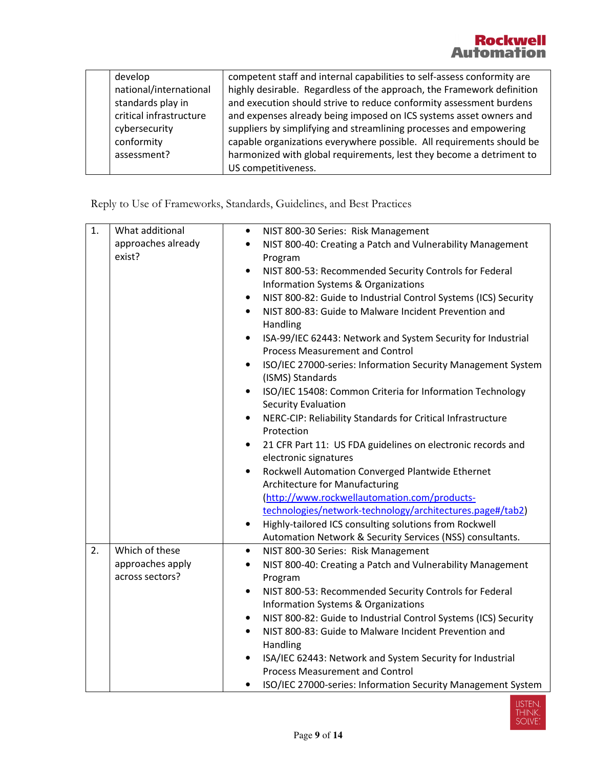| | develop national/international standards play in critical infrastructure cybersecurity conformity assessment? | competent staff and internal capabilities to self-assess conformity are highly desirable. Regardless of the approach, the Framework definition and execution should strive to reduce conformity assessment burdens and expenses already being imposed on ICS systems asset owners and suppliers by simplifying and streamlining processes and empowering capable organizations everywhere possible. All requirements should be harmonized with global requirements, lest they become a detriment to US competitiveness. |
|---|---|---|

Reply to Use of Frameworks, Standards, Guidelines, and Best Practices

| 1. | What additional approaches already exist? | • NIST 800-30 Series: Risk Management<br>• NIST 800-40: Creating a Patch and Vulnerability Management Program<br>• NIST 800-53: Recommended Security Controls for Federal Information Systems & Organizations<br>• NIST 800-82: Guide to Industrial Control Systems (ICS) Security<br>• NIST 800-83: Guide to Malware Incident Prevention and Handling<br>• ISA-99/IEC 62443: Network and System Security for Industrial Process Measurement and Control<br>• ISO/IEC 27000-series: Information Security Management System (ISMS) Standards<br>• ISO/IEC 15408: Common Criteria for Information Technology Security Evaluation<br>• NERC-CIP: Reliability Standards for Critical Infrastructure Protection<br>• 21 CFR Part 11: US FDA guidelines on electronic records and electronic signatures<br>• Rockwell Automation Converged Plantwide Ethernet Architecture for Manufacturing (http://www.rockwellautomation.com/products-technologies/network-technology/architectures.page#/tab2)<br>• Highly-tailored ICS consulting solutions from Rockwell Automation Network & Security Services (NSS) consultants. |
|---|---|---|
| 2. | Which of these approaches apply across sectors? | • NIST 800-30 Series: Risk Management<br>• NIST 800-40: Creating a Patch and Vulnerability Management Program<br>• NIST 800-53: Recommended Security Controls for Federal Information Systems & Organizations<br>• NIST 800-82: Guide to Industrial Control Systems (ICS) Security<br>• NIST 800-83: Guide to Malware Incident Prevention and Handling<br>• ISA/IEC 62443: Network and System Security for Industrial Process Measurement and Control<br>• ISO/IEC 27000-series: Information Security Management System |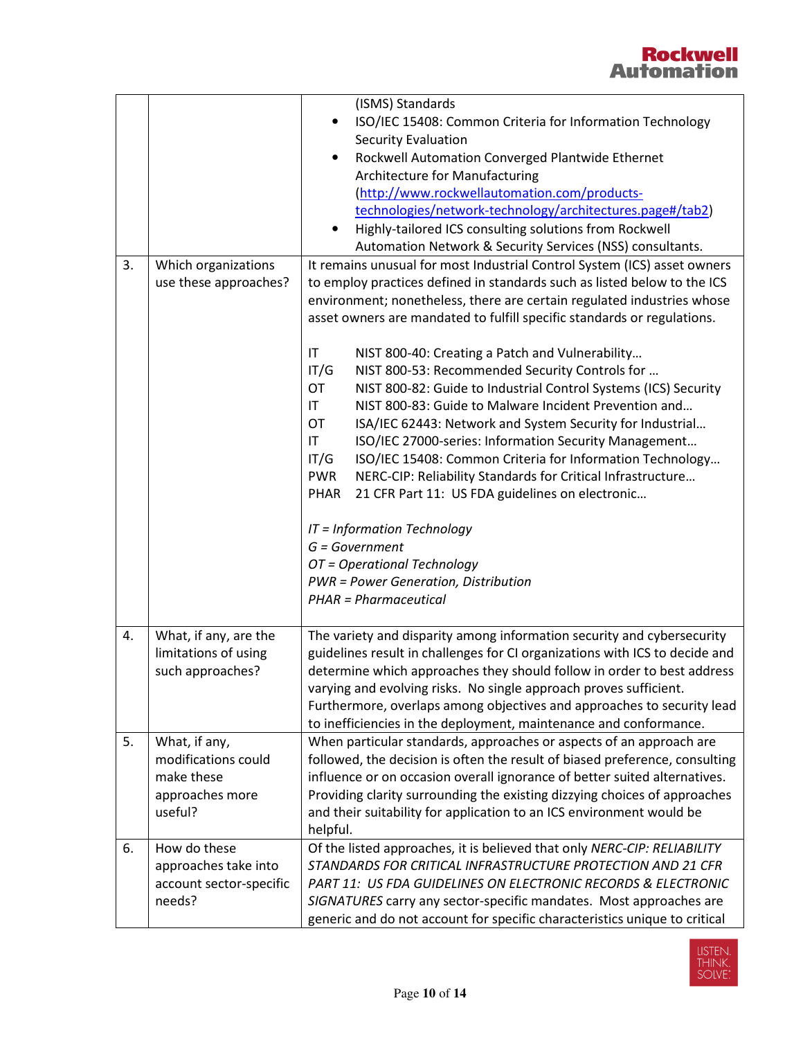| | | |
|---|---|---|
| | | (ISMS) Standards<br>• ISO/IEC 15408: Common Criteria for Information Technology Security Evaluation<br>• Rockwell Automation Converged Plantwide Ethernet Architecture for Manufacturing (http://www.rockwellautomation.com/products-technologies/network-technology/architectures.page#/tab2)<br>• Highly-tailored ICS consulting solutions from Rockwell Automation Network & Security Services (NSS) consultants. |
| 3. | Which organizations use these approaches? | It remains unusual for most Industrial Control System (ICS) asset owners to employ practices defined in standards such as listed below to the ICS environment; nonetheless, there are certain regulated industries whose asset owners are mandated to fulfill specific standards or regulations.<br><br>IT NIST 800-40: Creating a Patch and Vulnerability…<br>IT/G NIST 800-53: Recommended Security Controls for …<br>OT NIST 800-82: Guide to Industrial Control Systems (ICS) Security<br>IT NIST 800-83: Guide to Malware Incident Prevention and…<br>OT ISA/IEC 62443: Network and System Security for Industrial…<br>IT ISO/IEC 27000-series: Information Security Management…<br>IT/G ISO/IEC 15408: Common Criteria for Information Technology…<br>PWR NERC-CIP: Reliability Standards for Critical Infrastructure…<br>PHAR 21 CFR Part 11: US FDA guidelines on electronic…<br><br>*IT = Information Technology*<br>*G = Government*<br>*OT = Operational Technology*<br>*PWR = Power Generation, Distribution*<br>*PHAR = Pharmaceutical* |
| 4. | What, if any, are the limitations of using such approaches? | The variety and disparity among information security and cybersecurity guidelines result in challenges for CI organizations with ICS to decide and determine which approaches they should follow in order to best address varying and evolving risks. No single approach proves sufficient. Furthermore, overlaps among objectives and approaches to security lead to inefficiencies in the deployment, maintenance and conformance. |
| 5. | What, if any, modifications could make these approaches more useful? | When particular standards, approaches or aspects of an approach are followed, the decision is often the result of biased preference, consulting influence or on occasion overall ignorance of better suited alternatives. Providing clarity surrounding the existing dizzying choices of approaches and their suitability for application to an ICS environment would be helpful. |
| 6. | How do these approaches take into account sector-specific needs? | Of the listed approaches, it is believed that only *NERC-CIP: RELIABILITY STANDARDS FOR CRITICAL INFRASTRUCTURE PROTECTION AND 21 CFR PART 11: US FDA GUIDELINES ON ELECTRONIC RECORDS & ELECTRONIC SIGNATURES* carry any sector-specific mandates. Most approaches are generic and do not account for specific characteristics unique to critical |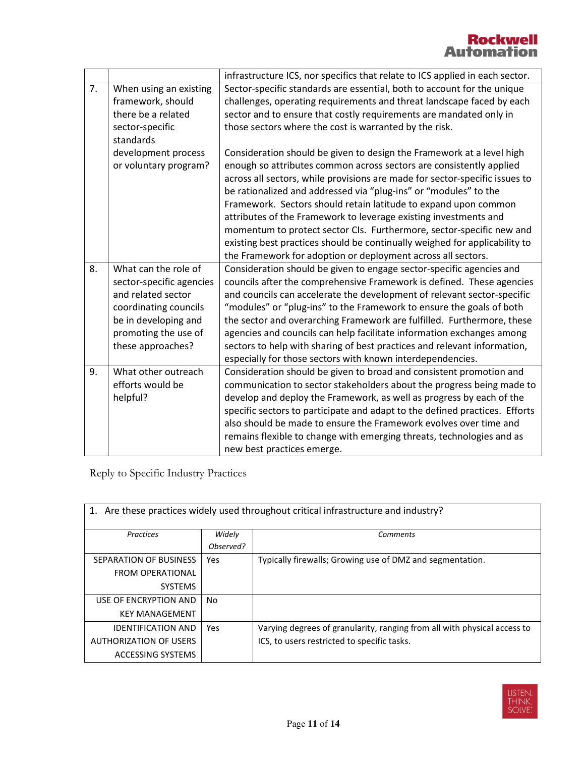| | | |
|---|---|---|
| | | infrastructure ICS, nor specifics that relate to ICS applied in each sector. |
| 7. | When using an existing framework, should there be a related sector-specific standards development process or voluntary program? | Sector-specific standards are essential, both to account for the unique challenges, operating requirements and threat landscape faced by each sector and to ensure that costly requirements are mandated only in those sectors where the cost is warranted by the risk.<br><br>Consideration should be given to design the Framework at a level high enough so attributes common across sectors are consistently applied across all sectors, while provisions are made for sector-specific issues to be rationalized and addressed via "plug-ins" or "modules" to the Framework. Sectors should retain latitude to expand upon common attributes of the Framework to leverage existing investments and momentum to protect sector CIs. Furthermore, sector-specific new and existing best practices should be continually weighed for applicability to the Framework for adoption or deployment across all sectors. |
| 8. | What can the role of sector-specific agencies and related sector coordinating councils be in developing and promoting the use of these approaches? | Consideration should be given to engage sector-specific agencies and councils after the comprehensive Framework is defined. These agencies and councils can accelerate the development of relevant sector-specific "modules" or "plug-ins" to the Framework to ensure the goals of both the sector and overarching Framework are fulfilled. Furthermore, these agencies and councils can help facilitate information exchanges among sectors to help with sharing of best practices and relevant information, especially for those sectors with known interdependencies. |
| 9. | What other outreach efforts would be helpful? | Consideration should be given to broad and consistent promotion and communication to sector stakeholders about the progress being made to develop and deploy the Framework, as well as progress by each of the specific sectors to participate and adapt to the defined practices. Efforts also should be made to ensure the Framework evolves over time and remains flexible to change with emerging threats, technologies and as new best practices emerge. |

Reply to Specific Industry Practices

1. Are these practices widely used throughout critical infrastructure and industry?

| *Practices* | *Widely Observed?* | *Comments* |
|---|---|---|
| SEPARATION OF BUSINESS FROM OPERATIONAL SYSTEMS | Yes | Typically firewalls; Growing use of DMZ and segmentation. |
| USE OF ENCRYPTION AND KEY MANAGEMENT | No | |
| IDENTIFICATION AND AUTHORIZATION OF USERS ACCESSING SYSTEMS | Yes | Varying degrees of granularity, ranging from all with physical access to ICS, to users restricted to specific tasks. |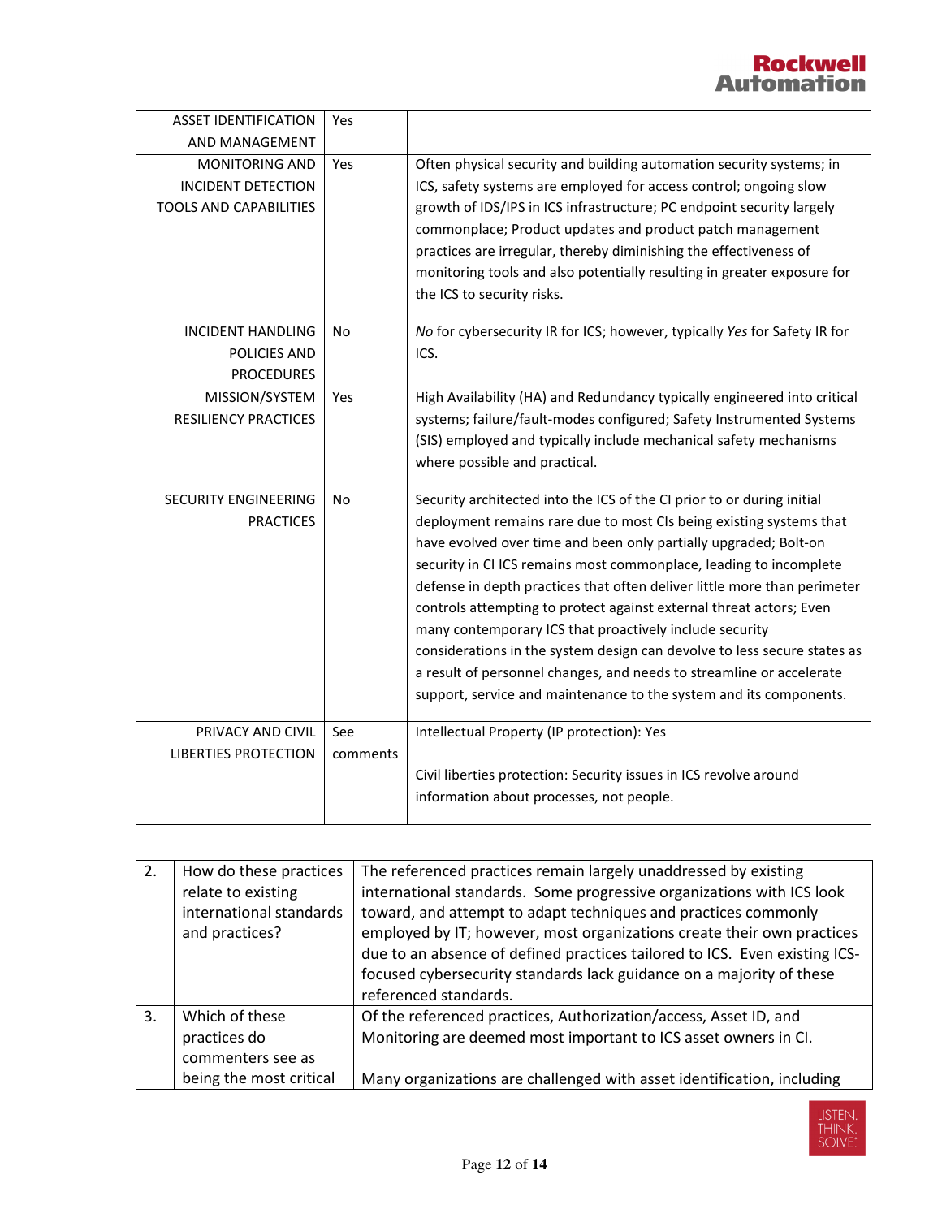| | | |
|---|---|---|
| ASSET IDENTIFICATION AND MANAGEMENT | Yes | |
| MONITORING AND INCIDENT DETECTION TOOLS AND CAPABILITIES | Yes | Often physical security and building automation security systems; in ICS, safety systems are employed for access control; ongoing slow growth of IDS/IPS in ICS infrastructure; PC endpoint security largely commonplace; Product updates and product patch management practices are irregular, thereby diminishing the effectiveness of monitoring tools and also potentially resulting in greater exposure for the ICS to security risks. |
| INCIDENT HANDLING POLICIES AND PROCEDURES | No | *No* for cybersecurity IR for ICS; however, typically *Yes* for Safety IR for ICS. |
| MISSION/SYSTEM RESILIENCY PRACTICES | Yes | High Availability (HA) and Redundancy typically engineered into critical systems; failure/fault-modes configured; Safety Instrumented Systems (SIS) employed and typically include mechanical safety mechanisms where possible and practical. |
| SECURITY ENGINEERING PRACTICES | No | Security architected into the ICS of the CI prior to or during initial deployment remains rare due to most CIs being existing systems that have evolved over time and been only partially upgraded; Bolt-on security in CI ICS remains most commonplace, leading to incomplete defense in depth practices that often deliver little more than perimeter controls attempting to protect against external threat actors; Even many contemporary ICS that proactively include security considerations in the system design can devolve to less secure states as a result of personnel changes, and needs to streamline or accelerate support, service and maintenance to the system and its components. |
| PRIVACY AND CIVIL LIBERTIES PROTECTION | See comments | Intellectual Property (IP protection): Yes<br><br>Civil liberties protection: Security issues in ICS revolve around information about processes, not people. |

| | | |
|---|---|---|
| 2. | How do these practices relate to existing international standards and practices? | The referenced practices remain largely unaddressed by existing international standards. Some progressive organizations with ICS look toward, and attempt to adapt techniques and practices commonly employed by IT; however, most organizations create their own practices due to an absence of defined practices tailored to ICS. Even existing ICS-focused cybersecurity standards lack guidance on a majority of these referenced standards. |
| 3. | Which of these practices do commenters see as being the most critical | Of the referenced practices, Authorization/access, Asset ID, and Monitoring are deemed most important to ICS asset owners in CI.<br><br>Many organizations are challenged with asset identification, including |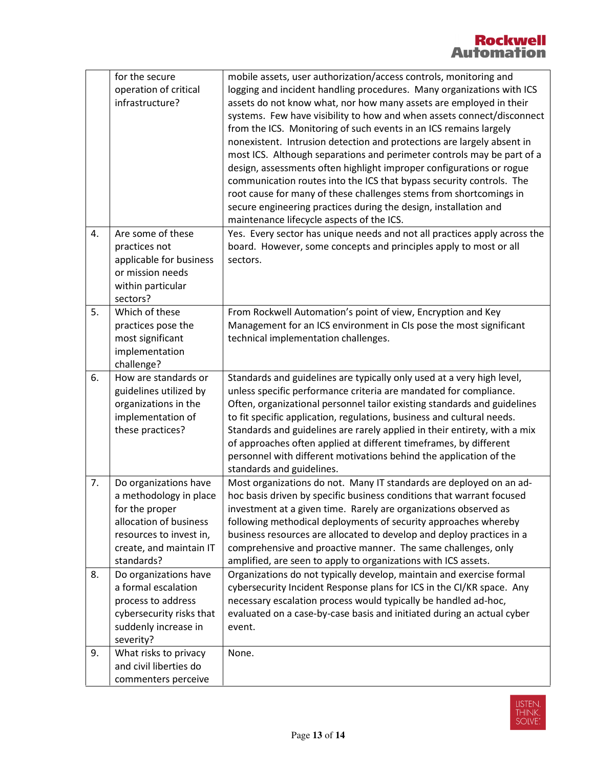| | | |
|---|---|---|
| | for the secure operation of critical infrastructure? | mobile assets, user authorization/access controls, monitoring and logging and incident handling procedures. Many organizations with ICS assets do not know what, nor how many assets are employed in their systems. Few have visibility to how and when assets connect/disconnect from the ICS. Monitoring of such events in an ICS remains largely nonexistent. Intrusion detection and protections are largely absent in most ICS. Although separations and perimeter controls may be part of a design, assessments often highlight improper configurations or rogue communication routes into the ICS that bypass security controls. The root cause for many of these challenges stems from shortcomings in secure engineering practices during the design, installation and maintenance lifecycle aspects of the ICS. |
| 4. | Are some of these practices not applicable for business or mission needs within particular sectors? | Yes. Every sector has unique needs and not all practices apply across the board. However, some concepts and principles apply to most or all sectors. |
| 5. | Which of these practices pose the most significant implementation challenge? | From Rockwell Automation's point of view, Encryption and Key Management for an ICS environment in CIs pose the most significant technical implementation challenges. |
| 6. | How are standards or guidelines utilized by organizations in the implementation of these practices? | Standards and guidelines are typically only used at a very high level, unless specific performance criteria are mandated for compliance. Often, organizational personnel tailor existing standards and guidelines to fit specific application, regulations, business and cultural needs. Standards and guidelines are rarely applied in their entirety, with a mix of approaches often applied at different timeframes, by different personnel with different motivations behind the application of the standards and guidelines. |
| 7. | Do organizations have a methodology in place for the proper allocation of business resources to invest in, create, and maintain IT standards? | Most organizations do not. Many IT standards are deployed on an ad-hoc basis driven by specific business conditions that warrant focused investment at a given time. Rarely are organizations observed as following methodical deployments of security approaches whereby business resources are allocated to develop and deploy practices in a comprehensive and proactive manner. The same challenges, only amplified, are seen to apply to organizations with ICS assets. |
| 8. | Do organizations have a formal escalation process to address cybersecurity risks that suddenly increase in severity? | Organizations do not typically develop, maintain and exercise formal cybersecurity Incident Response plans for ICS in the CI/KR space. Any necessary escalation process would typically be handled ad-hoc, evaluated on a case-by-case basis and initiated during an actual cyber event. |
| 9. | What risks to privacy and civil liberties do commenters perceive | None. |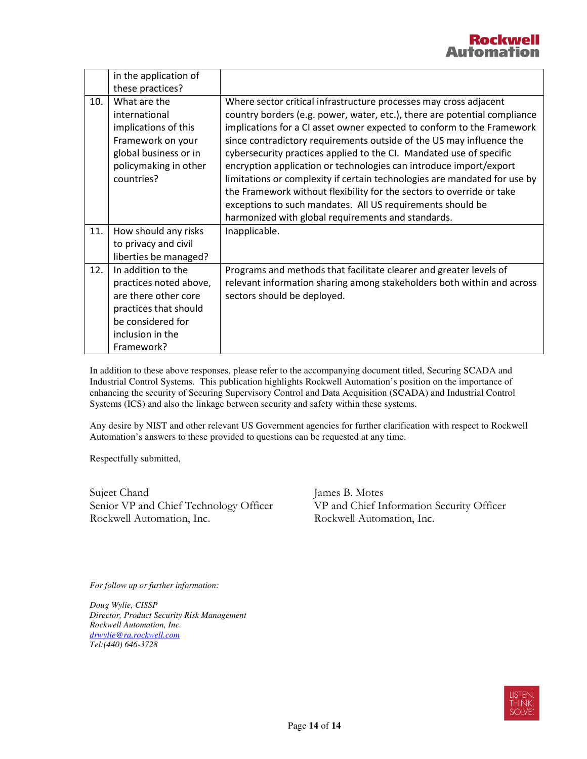| | | |
|---|---|---|
| | in the application of these practices? | |
| 10. | What are the international implications of this Framework on your global business or in policymaking in other countries? | Where sector critical infrastructure processes may cross adjacent country borders (e.g. power, water, etc.), there are potential compliance implications for a CI asset owner expected to conform to the Framework since contradictory requirements outside of the US may influence the cybersecurity practices applied to the CI. Mandated use of specific encryption application or technologies can introduce import/export limitations or complexity if certain technologies are mandated for use by the Framework without flexibility for the sectors to override or take exceptions to such mandates. All US requirements should be harmonized with global requirements and standards. |
| 11. | How should any risks to privacy and civil liberties be managed? | Inapplicable. |
| 12. | In addition to the practices noted above, are there other core practices that should be considered for inclusion in the Framework? | Programs and methods that facilitate clearer and greater levels of relevant information sharing among stakeholders both within and across sectors should be deployed. |

In addition to these above responses, please refer to the accompanying document titled, Securing SCADA and Industrial Control Systems. This publication highlights Rockwell Automation's position on the importance of enhancing the security of Securing Supervisory Control and Data Acquisition (SCADA) and Industrial Control Systems (ICS) and also the linkage between security and safety within these systems.

Any desire by NIST and other relevant US Government agencies for further clarification with respect to Rockwell Automation's answers to these provided to questions can be requested at any time.

Respectfully submitted,

Sujeet Chand
Senior VP and Chief Technology Officer
Rockwell Automation, Inc.

James B. Motes
VP and Chief Information Security Officer
Rockwell Automation, Inc.

*For follow up or further information:*

*Doug Wylie, CISSP*
*Director, Product Security Risk Management*
*Rockwell Automation, Inc.*
*drwylie@ra.rockwell.com*
*Tel:(440) 646-3728*